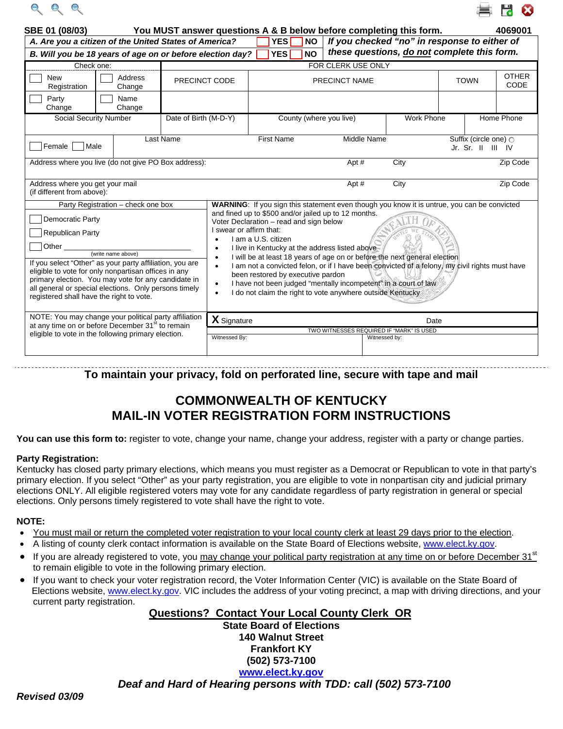SBE 01 (08/03) **You MUST answer questions A & B below before completing this form.** 4069001

| | | | |
|---|---|---|---|
| ***A. Are you a citizen of the United States of America?*** | ☐ YES | ☐ NO | ***If you checked "no" in response to either of these questions, do not complete this form.*** |
| ***B. Will you be 18 years of age on or before election day?*** | ☐ YES | ☐ NO | |

| Check one: | | FOR CLERK USE ONLY | | | |
|---|---|---|---|---|---|
| ☐ New Registration | ☐ Address Change | PRECINCT CODE | PRECINCT NAME | TOWN | OTHER CODE |
| ☐ Party Change | ☐ Name Change | | | | |

| Social Security Number | Date of Birth (M-D-Y) | County (where you live) | Work Phone | Home Phone |
|---|---|---|---|---|
| | | | | |

| ☐ Female ☐ Male | Last Name | First Name | Middle Name | Suffix (circle one) Jr. Sr. II III IV |
|---|---|---|---|---|
| | | | | |

| Address where you live (do not give PO Box address): | Apt # | City | Zip Code |
|---|---|---|---|
| Address where you get your mail (if different from above): | Apt # | City | Zip Code |

**Party Registration – check one box**

☐ Democratic Party

☐ Republican Party

☐ Other ________________ (write name above)

If you select "Other" as your party affiliation, you are eligible to vote for only nonpartisan offices in any primary election. You may vote for any candidate in all general or special elections. Only persons timely registered shall have the right to vote.

**WARNING**: If you sign this statement even though you know it is untrue, you can be convicted and fined up to $500 and/or jailed up to 12 months.

Voter Declaration – read and sign below

I swear or affirm that:

- I am a U.S. citizen
- I live in Kentucky at the address listed above
- I will be at least 18 years of age on or before the next general election
- I am not a convicted felon, or if I have been convicted of a felony, my civil rights must have been restored by executive pardon
- I have not been judged "mentally incompetent" in a court of law
- I do not claim the right to vote anywhere outside Kentucky

NOTE: You may change your political party affiliation at any time on or before December 31st to remain eligible to vote in the following primary election.

**X** Signature ____________________ Date ____________

TWO WITNESSES REQUIRED IF "MARK" IS USED

Witnessed By: ____________________ Witnessed by: ____________________

---

**To maintain your privacy, fold on perforated line, secure with tape and mail**

# COMMONWEALTH OF KENTUCKY
# MAIL-IN VOTER REGISTRATION FORM INSTRUCTIONS

**You can use this form to:** register to vote, change your name, change your address, register with a party or change parties.

**Party Registration:**
Kentucky has closed party primary elections, which means you must register as a Democrat or Republican to vote in that party's primary election. If you select "Other" as your party registration, you are eligible to vote in nonpartisan city and judicial primary elections ONLY. All eligible registered voters may vote for any candidate regardless of party registration in general or special elections. Only persons timely registered to vote shall have the right to vote.

**NOTE:**

- You must mail or return the completed voter registration to your local county clerk at least 29 days prior to the election.
- A listing of county clerk contact information is available on the State Board of Elections website, www.elect.ky.gov.
- If you are already registered to vote, you may change your political party registration at any time on or before December 31st to remain eligible to vote in the following primary election.
- If you want to check your voter registration record, the Voter Information Center (VIC) is available on the State Board of Elections website, www.elect.ky.gov. VIC includes the address of your voting precinct, a map with driving directions, and your current party registration.

**Questions? Contact Your Local County Clerk OR**
**State Board of Elections**
**140 Walnut Street**
**Frankfort KY**
**(502) 573-7100**
**www.elect.ky.gov**
***Deaf and Hard of Hearing persons with TDD: call (502) 573-7100***

***Revised 03/09***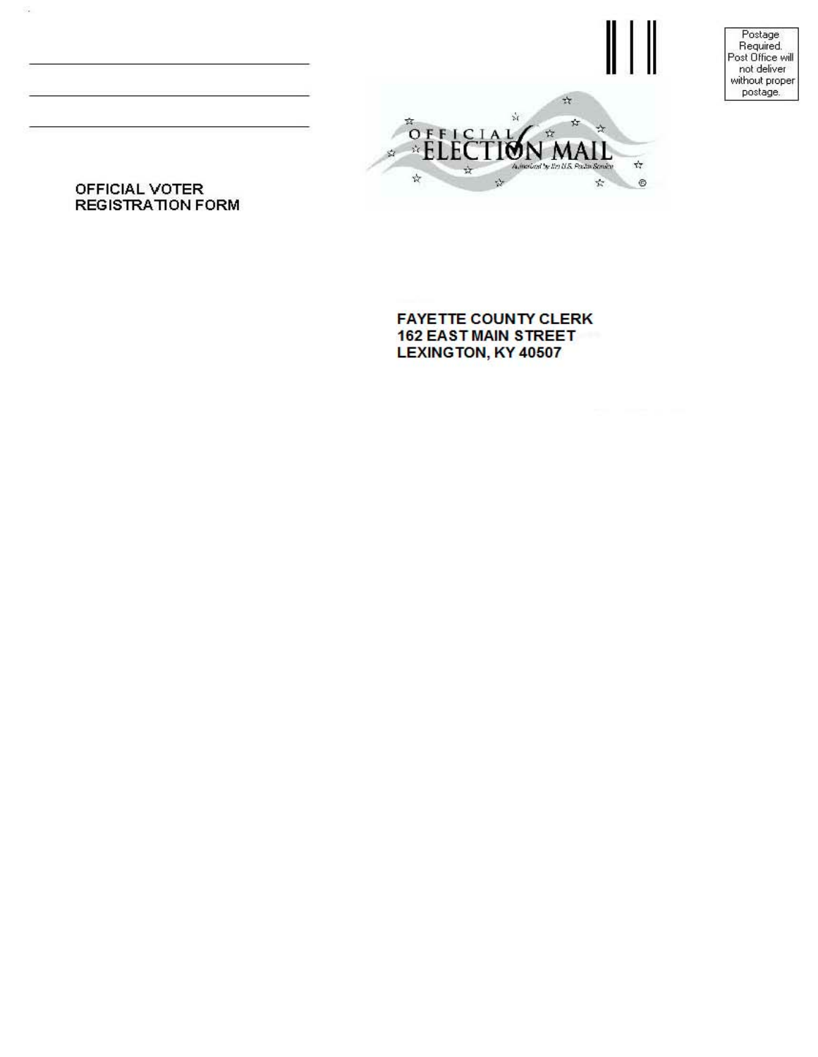Postage Required. Post Office will not deliver without proper postage.

OFFICIAL ELECTION MAIL

Authorized by the U.S. Postal Service

**OFFICIAL VOTER REGISTRATION FORM**

**FAYETTE COUNTY CLERK**
**162 EAST MAIN STREET**
**LEXINGTON, KY 40507**